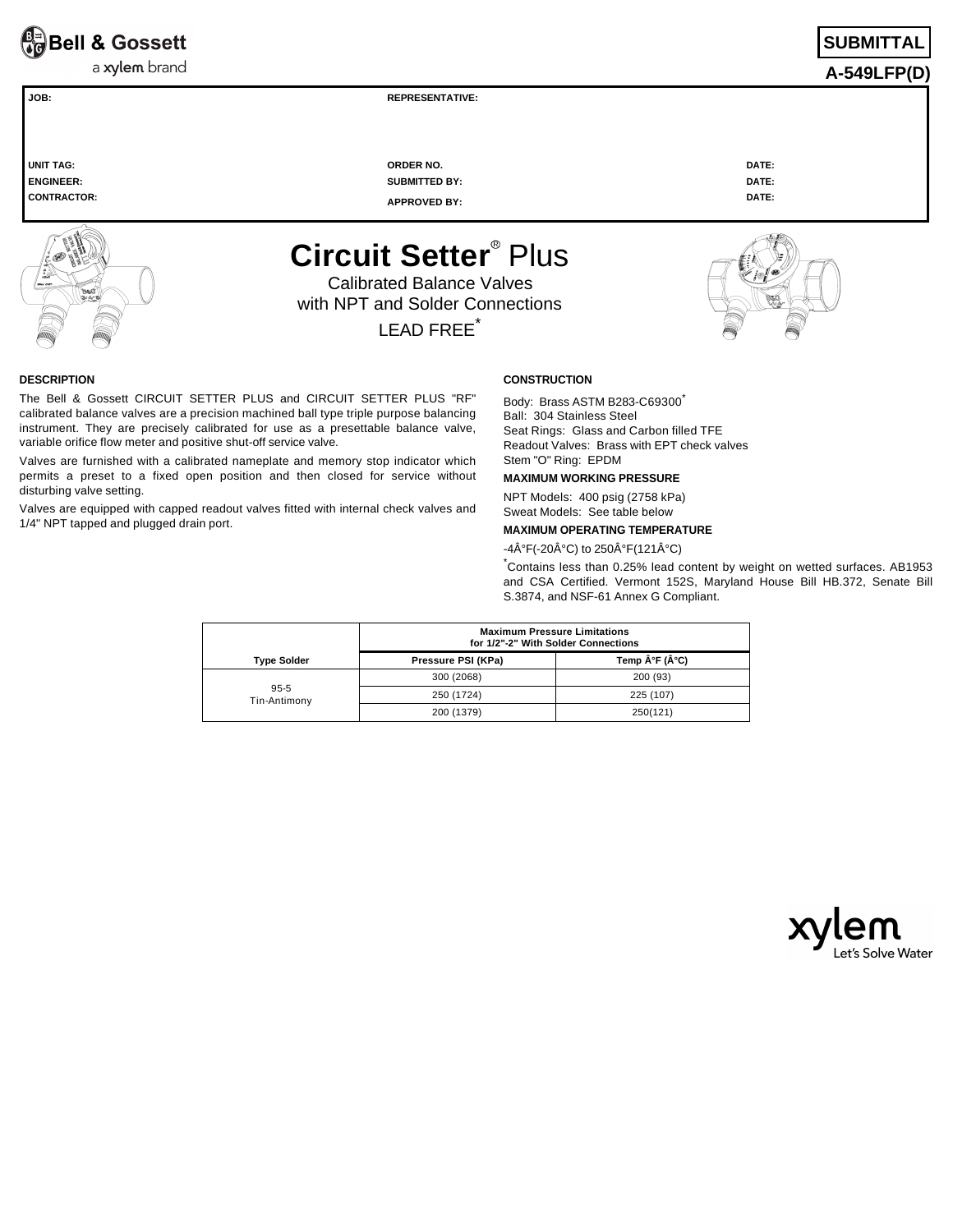**Bell & Gossett**
a xylem brand

**SUBMITTAL**
**A-549LFP(D)**

| | | |
|---|---|---|
| **JOB:** | **REPRESENTATIVE:** | |
| **UNIT TAG:** | **ORDER NO.** | **DATE:** |
| **ENGINEER:** | **SUBMITTED BY:** | **DATE:** |
| **CONTRACTOR:** | **APPROVED BY:** | **DATE:** |

# Circuit Setter® Plus

Calibrated Balance Valves
with NPT and Solder Connections

LEAD FREE*

### DESCRIPTION

The Bell & Gossett CIRCUIT SETTER PLUS and CIRCUIT SETTER PLUS "RF" calibrated balance valves are a precision machined ball type triple purpose balancing instrument. They are precisely calibrated for use as a presettable balance valve, variable orifice flow meter and positive shut-off service valve.

Valves are furnished with a calibrated nameplate and memory stop indicator which permits a preset to a fixed open position and then closed for service without disturbing valve setting.

Valves are equipped with capped readout valves fitted with internal check valves and 1/4" NPT tapped and plugged drain port.

### CONSTRUCTION

Body: Brass ASTM B283-C69300*
Ball: 304 Stainless Steel
Seat Rings: Glass and Carbon filled TFE
Readout Valves: Brass with EPT check valves
Stem "O" Ring: EPDM

### MAXIMUM WORKING PRESSURE

NPT Models: 400 psig (2758 kPa)
Sweat Models: See table below

### MAXIMUM OPERATING TEMPERATURE

-4Â°F(-20Â°C) to 250Â°F(121Â°C)

*Contains less than 0.25% lead content by weight on wetted surfaces. AB1953 and CSA Certified. Vermont 152S, Maryland House Bill HB.372, Senate Bill S.3874, and NSF-61 Annex G Compliant.

| | Maximum Pressure Limitations for 1/2"-2" With Solder Connections | |
|---|---|---|
| **Type Solder** | **Pressure PSI (KPa)** | **Temp Â°F (Â°C)** |
| 95-5 Tin-Antimony | 300 (2068) | 200 (93) |
| | 250 (1724) | 225 (107) |
| | 200 (1379) | 250(121) |

xylem
Let's Solve Water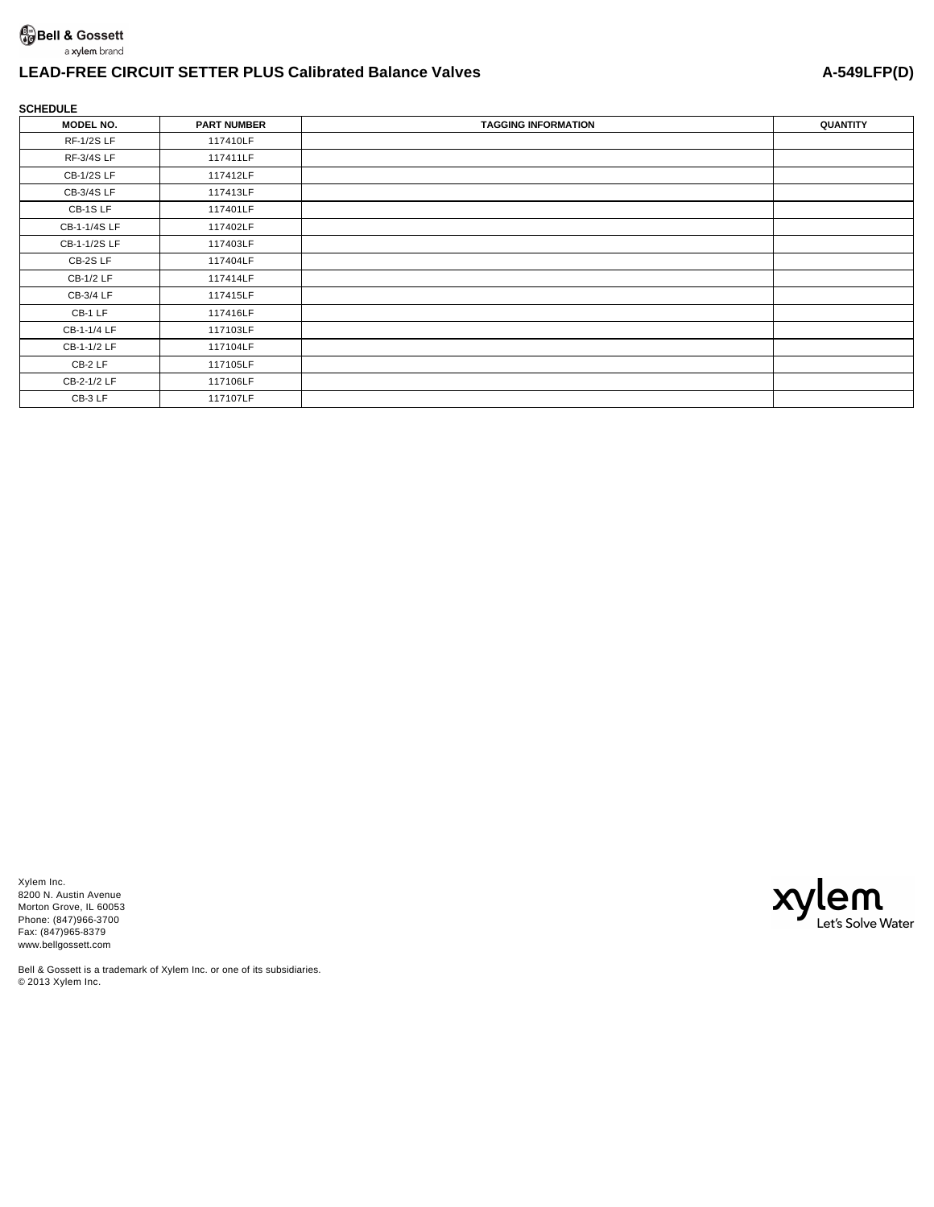Bell & Gossett
a xylem brand

# LEAD-FREE CIRCUIT SETTER PLUS Calibrated Balance Valves

A-549LFP(D)

**SCHEDULE**

| MODEL NO. | PART NUMBER | TAGGING INFORMATION | QUANTITY |
|---|---|---|---|
| RF-1/2S LF | 117410LF | | |
| RF-3/4S LF | 117411LF | | |
| CB-1/2S LF | 117412LF | | |
| CB-3/4S LF | 117413LF | | |
| CB-1S LF | 117401LF | | |
| CB-1-1/4S LF | 117402LF | | |
| CB-1-1/2S LF | 117403LF | | |
| CB-2S LF | 117404LF | | |
| CB-1/2 LF | 117414LF | | |
| CB-3/4 LF | 117415LF | | |
| CB-1 LF | 117416LF | | |
| CB-1-1/4 LF | 117103LF | | |
| CB-1-1/2 LF | 117104LF | | |
| CB-2 LF | 117105LF | | |
| CB-2-1/2 LF | 117106LF | | |
| CB-3 LF | 117107LF | | |

Xylem Inc.
8200 N. Austin Avenue
Morton Grove, IL 60053
Phone: (847)966-3700
Fax: (847)965-8379
www.bellgossett.com

xylem
Let's Solve Water

Bell & Gossett is a trademark of Xylem Inc. or one of its subsidiaries.
© 2013 Xylem Inc.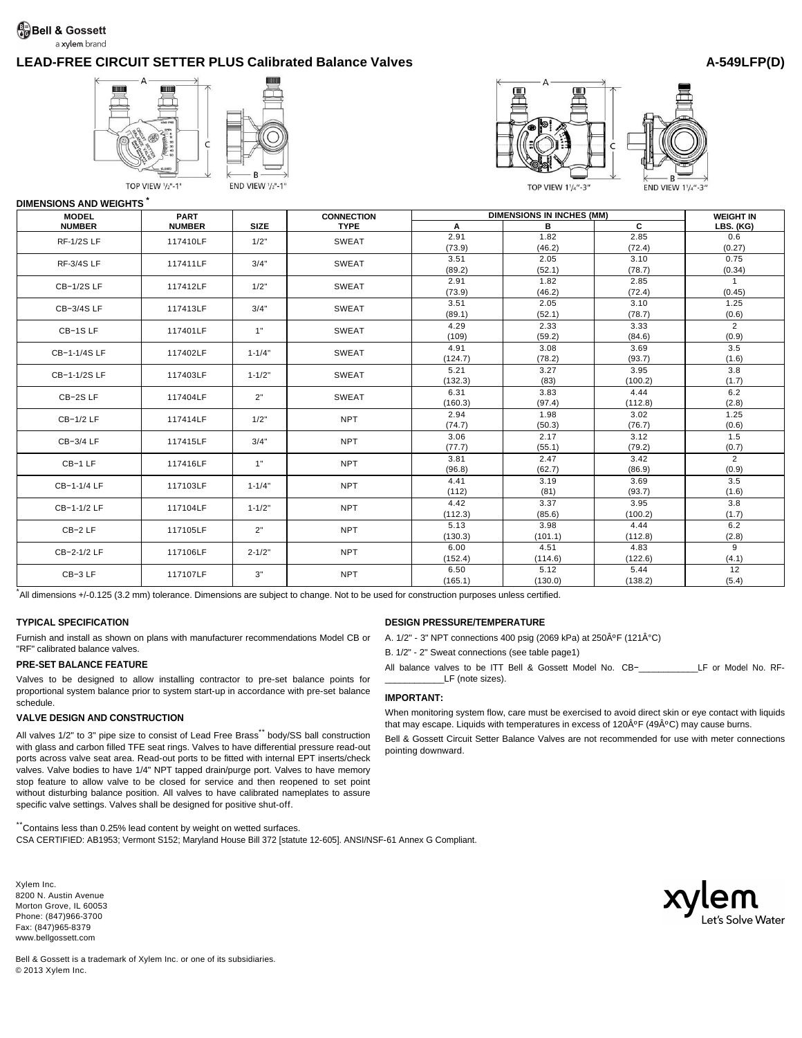Bell & Gossett
a xylem brand

# LEAD-FREE CIRCUIT SETTER PLUS Calibrated Balance Valves

A-549LFP(D)

TOP VIEW 1/2"-1"

END VIEW 1/2"-1"

TOP VIEW 1 1/4"-3"

END VIEW 1 1/4"-3"

## DIMENSIONS AND WEIGHTS *

| MODEL NUMBER | PART NUMBER | SIZE | CONNECTION TYPE | DIMENSIONS IN INCHES (MM) | | | WEIGHT IN LBS. (KG) |
|---|---|---|---|---|---|---|---|
| | | | | A | B | C | |
| RF-1/2S LF | 117410LF | 1/2" | SWEAT | 2.91 (73.9) | 1.82 (46.2) | 2.85 (72.4) | 0.6 (0.27) |
| RF-3/4S LF | 117411LF | 3/4" | SWEAT | 3.51 (89.2) | 2.05 (52.1) | 3.10 (78.7) | 0.75 (0.34) |
| CB−1/2S LF | 117412LF | 1/2" | SWEAT | 2.91 (73.9) | 1.82 (46.2) | 2.85 (72.4) | 1 (0.45) |
| CB−3/4S LF | 117413LF | 3/4" | SWEAT | 3.51 (89.1) | 2.05 (52.1) | 3.10 (78.7) | 1.25 (0.6) |
| CB−1S LF | 117401LF | 1" | SWEAT | 4.29 (109) | 2.33 (59.2) | 3.33 (84.6) | 2 (0.9) |
| CB−1-1/4S LF | 117402LF | 1-1/4" | SWEAT | 4.91 (124.7) | 3.08 (78.2) | 3.69 (93.7) | 3.5 (1.6) |
| CB−1-1/2S LF | 117403LF | 1-1/2" | SWEAT | 5.21 (132.3) | 3.27 (83) | 3.95 (100.2) | 3.8 (1.7) |
| CB−2S LF | 117404LF | 2" | SWEAT | 6.31 (160.3) | 3.83 (97.4) | 4.44 (112.8) | 6.2 (2.8) |
| CB−1/2 LF | 117414LF | 1/2" | NPT | 2.94 (74.7) | 1.98 (50.3) | 3.02 (76.7) | 1.25 (0.6) |
| CB−3/4 LF | 117415LF | 3/4" | NPT | 3.06 (77.7) | 2.17 (55.1) | 3.12 (79.2) | 1.5 (0.7) |
| CB−1 LF | 117416LF | 1" | NPT | 3.81 (96.8) | 2.47 (62.7) | 3.42 (86.9) | 2 (0.9) |
| CB−1-1/4 LF | 117103LF | 1-1/4" | NPT | 4.41 (112) | 3.19 (81) | 3.69 (93.7) | 3.5 (1.6) |
| CB−1-1/2 LF | 117104LF | 1-1/2" | NPT | 4.42 (112.3) | 3.37 (85.6) | 3.95 (100.2) | 3.8 (1.7) |
| CB−2 LF | 117105LF | 2" | NPT | 5.13 (130.3) | 3.98 (101.1) | 4.44 (112.8) | 6.2 (2.8) |
| CB−2-1/2 LF | 117106LF | 2-1/2" | NPT | 6.00 (152.4) | 4.51 (114.6) | 4.83 (122.6) | 9 (4.1) |
| CB−3 LF | 117107LF | 3" | NPT | 6.50 (165.1) | 5.12 (130.0) | 5.44 (138.2) | 12 (5.4) |

*All dimensions +/-0.125 (3.2 mm) tolerance. Dimensions are subject to change. Not to be used for construction purposes unless certified.

### TYPICAL SPECIFICATION

Furnish and install as shown on plans with manufacturer recommendations Model CB or "RF" calibrated balance valves.

### PRE-SET BALANCE FEATURE

Valves to be designed to allow installing contractor to pre-set balance points for proportional system balance prior to system start-up in accordance with pre-set balance schedule.

### VALVE DESIGN AND CONSTRUCTION

All valves 1/2" to 3" pipe size to consist of Lead Free Brass** body/SS ball construction with glass and carbon filled TFE seat rings. Valves to have differential pressure read-out ports across valve seat area. Read-out ports to be fitted with internal EPT inserts/check valves. Valve bodies to have 1/4" NPT tapped drain/purge port. Valves to have memory stop feature to allow valve to be closed for service and then reopened to set point without disturbing balance position. All valves to have calibrated nameplates to assure specific valve settings. Valves shall be designed for positive shut-off.

### DESIGN PRESSURE/TEMPERATURE

A. 1/2" - 3" NPT connections 400 psig (2069 kPa) at 250ÂºF (121Â°C)

B. 1/2" - 2" Sweat connections (see table page1)

All balance valves to be ITT Bell & Gossett Model No. CB−___________LF or Model No. RF-___________LF (note sizes).

### IMPORTANT:

When monitoring system flow, care must be exercised to avoid direct skin or eye contact with liquids that may escape. Liquids with temperatures in excess of 120ÂºF (49ÂºC) may cause burns.

Bell & Gossett Circuit Setter Balance Valves are not recommended for use with meter connections pointing downward.

**Contains less than 0.25% lead content by weight on wetted surfaces.

CSA CERTIFIED: AB1953; Vermont S152; Maryland House Bill 372 [statute 12-605]. ANSI/NSF-61 Annex G Compliant.

Xylem Inc.
8200 N. Austin Avenue
Morton Grove, IL 60053
Phone: (847)966-3700
Fax: (847)965-8379
www.bellgossett.com

xylem
Let's Solve Water

Bell & Gossett is a trademark of Xylem Inc. or one of its subsidiaries.
© 2013 Xylem Inc.